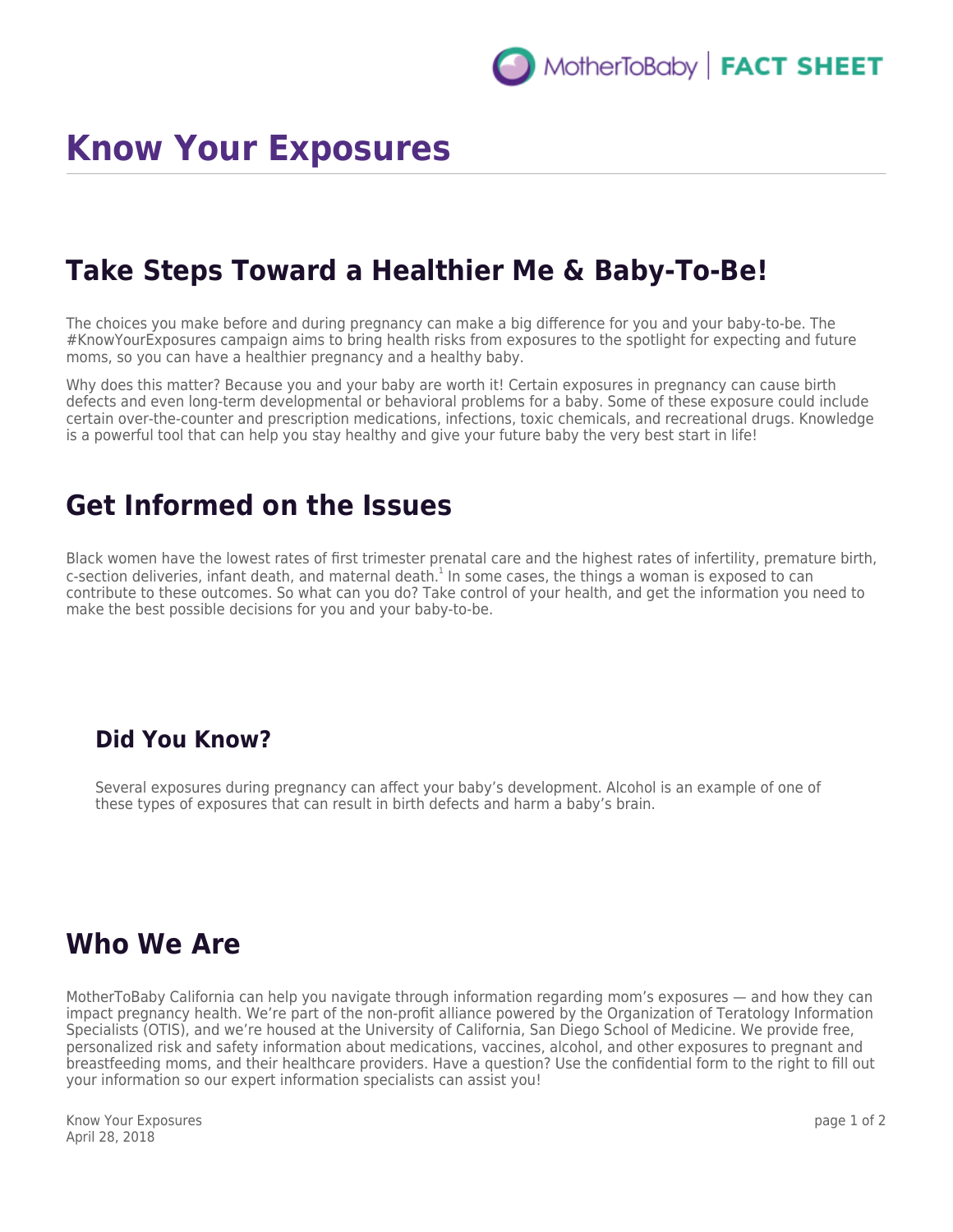# Know Your Exposures

## Take Steps Toward a Healthier Me & Baby-To-Be!

The choices you make before and during pregnancy can make a big difference for you and your baby-to-be. The #KnowYourExposures campaign aims to bring health risks from exposures to the spotlight for expecting and future moms, so you can have a healthier pregnancy and a healthy baby.

Why does this matter? Because you and your baby are worth it! Certain exposures in pregnancy can cause birth defects and even long-term developmental or behavioral problems for a baby. Some of these exposure could include certain over-the-counter and prescription medications, infections, toxic chemicals, and recreational drugs. Knowledge is a powerful tool that can help you stay healthy and give your future baby the very best start in life!

## Get Informed on the Issues

Black women have the lowest rates of first trimester prenatal care and the highest rates of infertility, premature birth, c-section deliveries, infant death, and maternal death.[1] In some cases, the things a woman is exposed to can contribute to these outcomes. So what can you do? Take control of your health, and get the information you need to make the best possible decisions for you and your baby-to-be.

### Did You Know?

Several exposures during pregnancy can affect your baby's development. Alcohol is an example of one of these types of exposures that can result in birth defects and harm a baby's brain.

## Who We Are

MotherToBaby California can help you navigate through information regarding mom's exposures — and how they can impact pregnancy health. We're part of the non-profit alliance powered by the Organization of Teratology Information Specialists (OTIS), and we're housed at the University of California, San Diego School of Medicine. We provide free, personalized risk and safety information about medications, vaccines, alcohol, and other exposures to pregnant and breastfeeding moms, and their healthcare providers. Have a question? Use the confidential form to the right to fill out your information so our expert information specialists can assist you!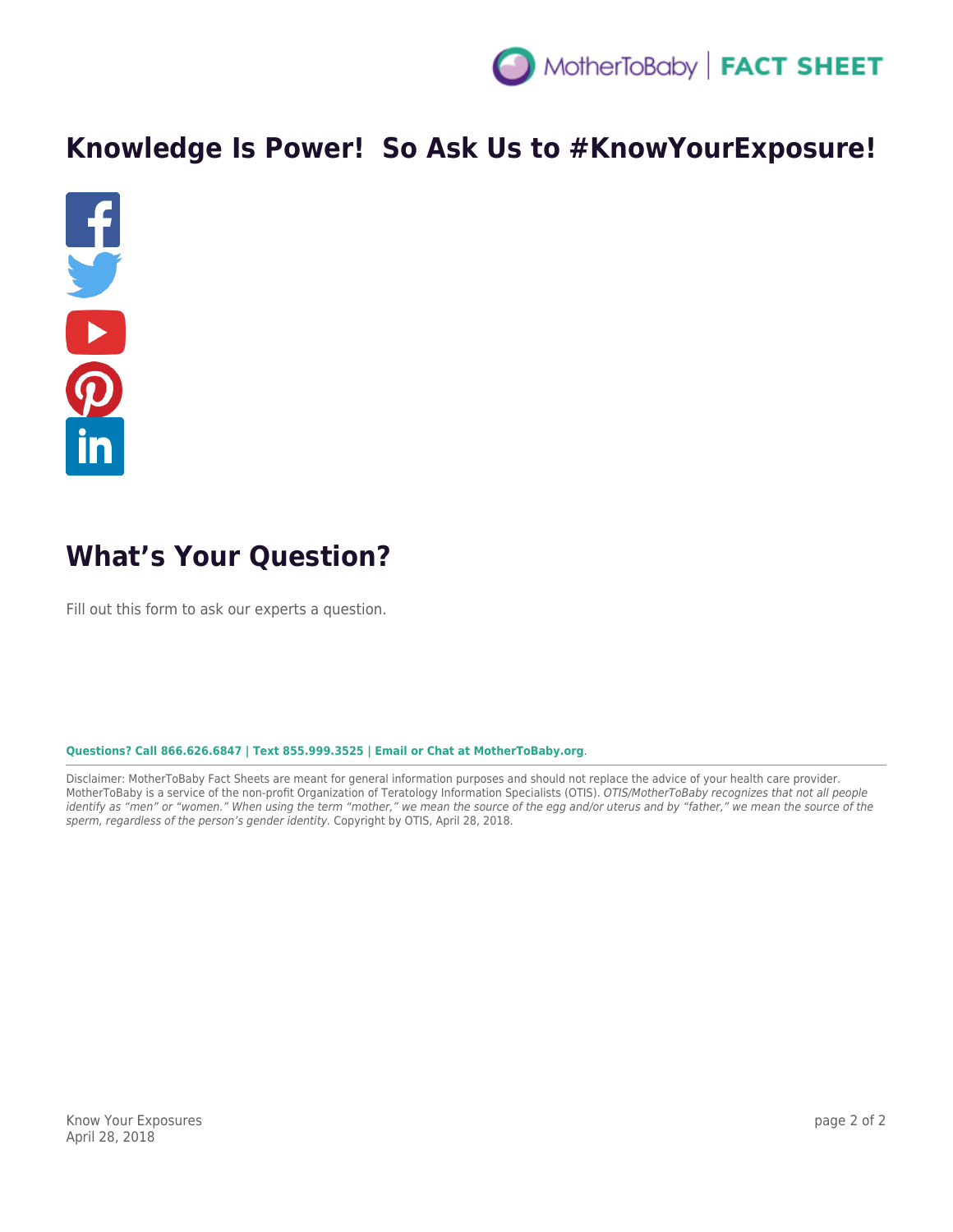## Knowledge Is Power! So Ask Us to #KnowYourExposure!

## What's Your Question?

Fill out this form to ask our experts a question.

**Questions? Call 866.626.6847 | Text 855.999.3525 | Email or Chat at MotherToBaby.org**.

Disclaimer: MotherToBaby Fact Sheets are meant for general information purposes and should not replace the advice of your health care provider. MotherToBaby is a service of the non-profit Organization of Teratology Information Specialists (OTIS). *OTIS/MotherToBaby recognizes that not all people identify as "men" or "women." When using the term "mother," we mean the source of the egg and/or uterus and by "father," we mean the source of the sperm, regardless of the person's gender identity.* Copyright by OTIS, April 28, 2018.